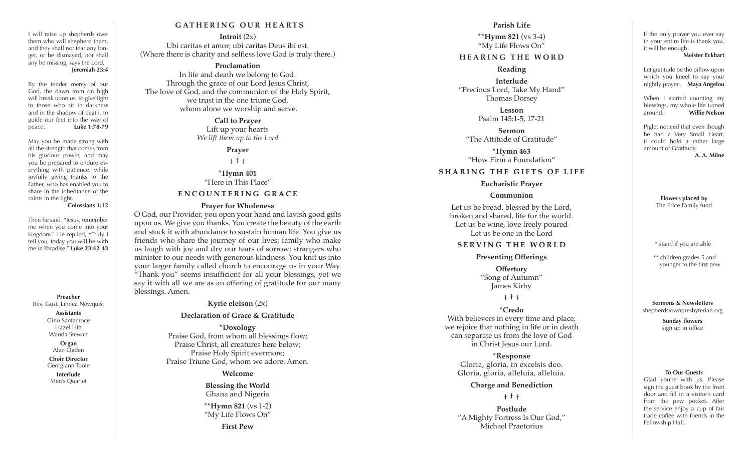I will raise up shepherds over them who will shepherd them, and they shall not fear any longer, or be dismayed, nor shall any be missing, says the Lord. **Jeremiah 23:4**

By the tender mercy of our God, the dawn from on high will break upon us, to give light to those who sit in darkness and in the shadow of death, to guide our feet into the way of peace. **Luke 1:78-79**

May you be made strong with all the strength that comes from his glorious power, and may you be prepared to endure everything with patience, while joyfully giving thanks to the Father, who has enabled you to share in the inheritance of the saints in the light. **Colossians 1:12**

Then he said, "Jesus, remember me when you come into your kingdom." He replied, "Truly I tell you, today you will be with me in Paradise." **Luke 23:42-43**

**Preacher**
Rev. Gusti Linnea Newquist

**Assistants**
Gino Santacroce
Hazel Hitt
Wanda Stewart

**Organ**
Alan Ogden

**Choir Director**
Georgiann Toole

**Interlude**
Men's Quartet

## GATHERING OUR HEARTS

**Introit** (2x)
Ubi caritas et amor; ubi caritas Deus ibi est.
(Where there is charity and selfless love God is truly there.)

**Proclamation**
In life and death we belong to God.
Through the grace of our Lord Jesus Christ,
The love of God, and the communion of the Holy Spirit,
we trust in the one triune God,
whom alone we worship and serve.

**Call to Prayer**
Lift up your hearts
*We lift them up to the Lord*

**Prayer**

† † †

***Hymn 401**
"Here in This Place"

## ENCOUNTERING GRACE

**Prayer for Wholeness**
O God, our Provider, you open your hand and lavish good gifts upon us. We give you thanks. You create the beauty of the earth and stock it with abundance to sustain human life. You give us friends who share the journey of our lives; family who make us laugh with joy and dry our tears of sorrow; strangers who minister to our needs with generous kindness. You knit us into your larger family called church to encourage us in your Way. "Thank you" seems insufficient for all your blessings, yet we say it with all we are as an offering of gratitude for our many blessings. Amen.

**Kyrie eleison** (2x)

**Declaration of Grace & Gratitude**

***Doxology**
Praise God, from whom all blessings flow;
Praise Christ, all creatures here below;
Praise Holy Spirit evermore;
Praise Triune God, whom we adore. Amen.

**Welcome**

**Blessing the World**
Ghana and Nigeria

****Hymn 821** (vs 1-2)
"My Life Flows On"

**First Pew**

**Parish Life**

****Hymn 821** (vs 3-4)
"My Life Flows On"

## HEARING THE WORD

**Reading**

**Interlude**
"Precious Lord, Take My Hand"
Thomas Dorsey

**Lesson**
Psalm 145:1-5, 17-21

**Sermon**
"The Attitude of Gratitude"

***Hymn 463**
"How Firm a Foundation"

## SHARING THE GIFTS OF LIFE

**Eucharistic Prayer**

**Communion**

Let us be bread, blessed by the Lord,
broken and shared, life for the world.
Let us be wine, love freely poured
Let us be one in the Lord

## SERVING THE WORLD

**Presenting Offerings**

**Offertory**
"Song of Autumn"
James Kirby

† † †

***Credo**
With believers in every time and place,
we rejoice that nothing in life or in death
can separate us from the love of God
in Christ Jesus our Lord.

***Response**
Gloria, gloria, in excelsis deo.
Gloria, gloria, alleluia, alleluia.

**Charge and Benediction**

† † †

**Postlude**
"A Mighty Fortress Is Our God,"
Michael Praetorius

If the only prayer you ever say in your entire life is thank you, it will be enough. **Meister Eckhart**

Let gratitude be the pillow upon which you kneel to say your nightly prayer. **Maya Angelou**

When I started counting my blessings, my whole life turned around. **Willie Nelson**

Piglet noticed that even though he had a Very Small Heart, it could hold a rather large amount of Gratitude. **A. A. Milne**

**Flowers placed by**
The Price Family fund

\* stand if you are able

\*\* children grades 5 and younger to the first pew

**Sermons & Newsletters**
shepherdstownpresbyterian.org

**Sunday flowers**
sign up in office

**To Our Guests**
Glad you're with us. Please sign the guest book by the front door and fill in a visitor's card from the pew pocket. After the service enjoy a cup of fair trade coffee with friends in the Fellowship Hall.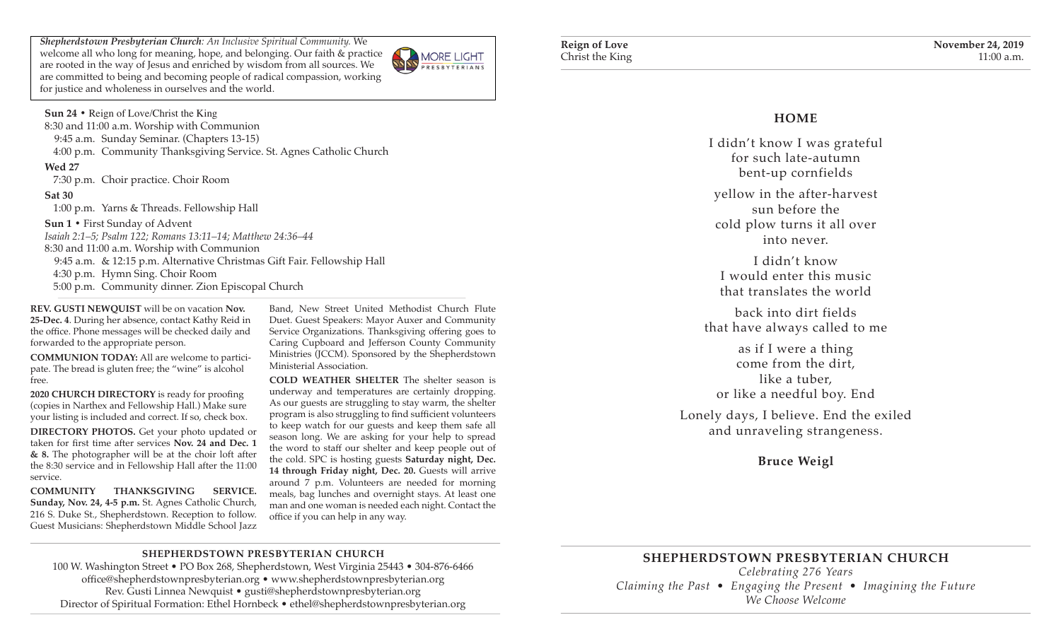*Shepherdstown Presbyterian Church: An Inclusive Spiritual Community.* We welcome all who long for meaning, hope, and belonging. Our faith & practice are rooted in the way of Jesus and enriched by wisdom from all sources. We are committed to being and becoming people of radical compassion, working for justice and wholeness in ourselves and the world.

MORE LIGHT PRESBYTERIANS

**Sun 24** • Reign of Love/Christ the King
8:30 and 11:00 a.m. Worship with Communion
9:45 a.m. Sunday Seminar. (Chapters 13-15)
4:00 p.m. Community Thanksgiving Service. St. Agnes Catholic Church

**Wed 27**
7:30 p.m. Choir practice. Choir Room

**Sat 30**
1:00 p.m. Yarns & Threads. Fellowship Hall

**Sun 1** • First Sunday of Advent
*Isaiah 2:1–5; Psalm 122; Romans 13:11–14; Matthew 24:36–44*
8:30 and 11:00 a.m. Worship with Communion
9:45 a.m. & 12:15 p.m. Alternative Christmas Gift Fair. Fellowship Hall
4:30 p.m. Hymn Sing. Choir Room
5:00 p.m. Community dinner. Zion Episcopal Church

**REV. GUSTI NEWQUIST** will be on vacation **Nov. 25-Dec. 4**. During her absence, contact Kathy Reid in the office. Phone messages will be checked daily and forwarded to the appropriate person.

**COMMUNION TODAY:** All are welcome to participate. The bread is gluten free; the "wine" is alcohol free.

**2020 CHURCH DIRECTORY** is ready for proofing (copies in Narthex and Fellowship Hall.) Make sure your listing is included and correct. If so, check box.

**DIRECTORY PHOTOS.** Get your photo updated or taken for first time after services **Nov. 24 and Dec. 1 & 8.** The photographer will be at the choir loft after the 8:30 service and in Fellowship Hall after the 11:00 service.

**COMMUNITY THANKSGIVING SERVICE. Sunday, Nov. 24, 4-5 p.m.** St. Agnes Catholic Church, 216 S. Duke St., Shepherdstown. Reception to follow. Guest Musicians: Shepherdstown Middle School Jazz Band, New Street United Methodist Church Flute Duet. Guest Speakers: Mayor Auxer and Community Service Organizations. Thanksgiving offering goes to Caring Cupboard and Jefferson County Community Ministries (JCCM). Sponsored by the Shepherdstown Ministerial Association.

**COLD WEATHER SHELTER** The shelter season is underway and temperatures are certainly dropping. As our guests are struggling to stay warm, the shelter program is also struggling to find sufficient volunteers to keep watch for our guests and keep them safe all season long. We are asking for your help to spread the word to staff our shelter and keep people out of the cold. SPC is hosting guests **Saturday night, Dec. 14 through Friday night, Dec. 20.** Guests will arrive around 7 p.m. Volunteers are needed for morning meals, bag lunches and overnight stays. At least one man and one woman is needed each night. Contact the office if you can help in any way.

**SHEPHERDSTOWN PRESBYTERIAN CHURCH**
100 W. Washington Street • PO Box 268, Shepherdstown, West Virginia 25443 • 304-876-6466
office@shepherdstownpresbyterian.org • www.shepherdstownpresbyterian.org
Rev. Gusti Linnea Newquist • gusti@shepherdstownpresbyterian.org
Director of Spiritual Formation: Ethel Hornbeck • ethel@shepherdstownpresbyterian.org

**Reign of Love** — **November 24, 2019**
Christ the King — 11:00 a.m.

## HOME

I didn't know I was grateful
for such late-autumn
bent-up cornfields

yellow in the after-harvest
sun before the
cold plow turns it all over
into never.

I didn't know
I would enter this music
that translates the world

back into dirt fields
that have always called to me

as if I were a thing
come from the dirt,
like a tuber,
or like a needful boy. End

Lonely days, I believe. End the exiled
and unraveling strangeness.

**Bruce Weigl**

**SHEPHERDSTOWN PRESBYTERIAN CHURCH**
*Celebrating 276 Years*
*Claiming the Past • Engaging the Present • Imagining the Future*
*We Choose Welcome*